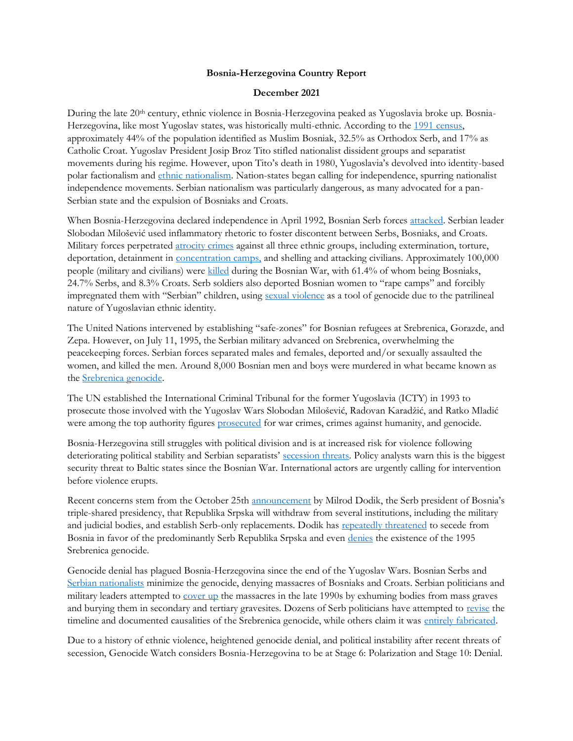**Bosnia-Herzegovina Country Report**

**December 2021**

During the late 20th century, ethnic violence in Bosnia-Herzegovina peaked as Yugoslavia broke up. Bosnia-Herzegovina, like most Yugoslav states, was historically multi-ethnic. According to the 1991 census, approximately 44% of the population identified as Muslim Bosniak, 32.5% as Orthodox Serb, and 17% as Catholic Croat. Yugoslav President Josip Broz Tito stifled nationalist dissident groups and separatist movements during his regime. However, upon Tito's death in 1980, Yugoslavia's devolved into identity-based polar factionalism and ethnic nationalism. Nation-states began calling for independence, spurring nationalist independence movements. Serbian nationalism was particularly dangerous, as many advocated for a pan-Serbian state and the expulsion of Bosniaks and Croats.

When Bosnia-Herzegovina declared independence in April 1992, Bosnian Serb forces attacked. Serbian leader Slobodan Milošević used inflammatory rhetoric to foster discontent between Serbs, Bosniaks, and Croats. Military forces perpetrated atrocity crimes against all three ethnic groups, including extermination, torture, deportation, detainment in concentration camps, and shelling and attacking civilians. Approximately 100,000 people (military and civilians) were killed during the Bosnian War, with 61.4% of whom being Bosniaks, 24.7% Serbs, and 8.3% Croats. Serb soldiers also deported Bosnian women to "rape camps" and forcibly impregnated them with "Serbian" children, using sexual violence as a tool of genocide due to the patrilineal nature of Yugoslavian ethnic identity.

The United Nations intervened by establishing "safe-zones" for Bosnian refugees at Srebrenica, Gorazde, and Zepa. However, on July 11, 1995, the Serbian military advanced on Srebrenica, overwhelming the peacekeeping forces. Serbian forces separated males and females, deported and/or sexually assaulted the women, and killed the men. Around 8,000 Bosnian men and boys were murdered in what became known as the Srebrenica genocide.

The UN established the International Criminal Tribunal for the former Yugoslavia (ICTY) in 1993 to prosecute those involved with the Yugoslav Wars Slobodan Milošević, Radovan Karadžić, and Ratko Mladić were among the top authority figures prosecuted for war crimes, crimes against humanity, and genocide.

Bosnia-Herzegovina still struggles with political division and is at increased risk for violence following deteriorating political stability and Serbian separatists' secession threats. Policy analysts warn this is the biggest security threat to Baltic states since the Bosnian War. International actors are urgently calling for intervention before violence erupts.

Recent concerns stem from the October 25th announcement by Milrod Dodik, the Serb president of Bosnia's triple-shared presidency, that Republika Srpska will withdraw from several institutions, including the military and judicial bodies, and establish Serb-only replacements. Dodik has repeatedly threatened to secede from Bosnia in favor of the predominantly Serb Republika Srpska and even denies the existence of the 1995 Srebrenica genocide.

Genocide denial has plagued Bosnia-Herzegovina since the end of the Yugoslav Wars. Bosnian Serbs and Serbian nationalists minimize the genocide, denying massacres of Bosniaks and Croats. Serbian politicians and military leaders attempted to cover up the massacres in the late 1990s by exhuming bodies from mass graves and burying them in secondary and tertiary gravesites. Dozens of Serb politicians have attempted to revise the timeline and documented causalities of the Srebrenica genocide, while others claim it was entirely fabricated.

Due to a history of ethnic violence, heightened genocide denial, and political instability after recent threats of secession, Genocide Watch considers Bosnia-Herzegovina to be at Stage 6: Polarization and Stage 10: Denial.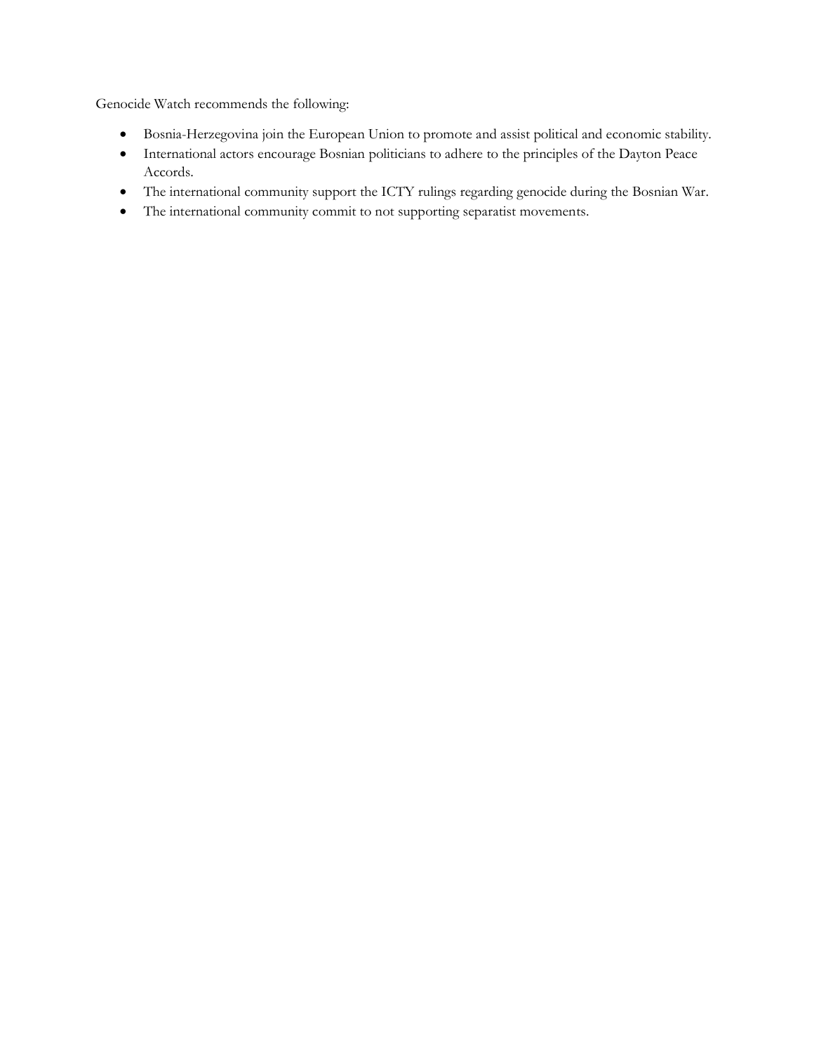Genocide Watch recommends the following:

- Bosnia-Herzegovina join the European Union to promote and assist political and economic stability.
- International actors encourage Bosnian politicians to adhere to the principles of the Dayton Peace Accords.
- The international community support the ICTY rulings regarding genocide during the Bosnian War.
- The international community commit to not supporting separatist movements.